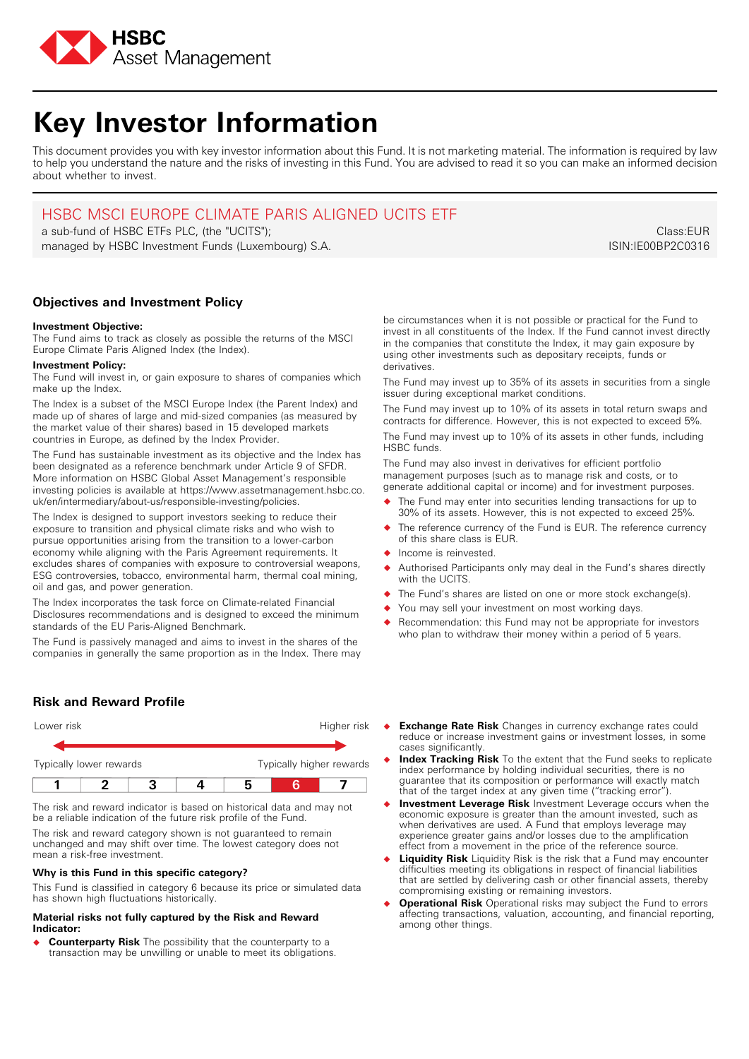HSBC Asset Management

# Key Investor Information

This document provides you with key investor information about this Fund. It is not marketing material. The information is required by law to help you understand the nature and the risks of investing in this Fund. You are advised to read it so you can make an informed decision about whether to invest.

## HSBC MSCI EUROPE CLIMATE PARIS ALIGNED UCITS ETF

a sub-fund of HSBC ETFs PLC, (the "UCITS");
managed by HSBC Investment Funds (Luxembourg) S.A.

Class:EUR
ISIN:IE00BP2C0316

## Objectives and Investment Policy

**Investment Objective:**
The Fund aims to track as closely as possible the returns of the MSCI Europe Climate Paris Aligned Index (the Index).

**Investment Policy:**
The Fund will invest in, or gain exposure to shares of companies which make up the Index.

The Index is a subset of the MSCI Europe Index (the Parent Index) and made up of shares of large and mid-sized companies (as measured by the market value of their shares) based in 15 developed markets countries in Europe, as defined by the Index Provider.

The Fund has sustainable investment as its objective and the Index has been designated as a reference benchmark under Article 9 of SFDR. More information on HSBC Global Asset Management's responsible investing policies is available at https://www.assetmanagement.hsbc.co.uk/en/intermediary/about-us/responsible-investing/policies.

The Index is designed to support investors seeking to reduce their exposure to transition and physical climate risks and who wish to pursue opportunities arising from the transition to a lower-carbon economy while aligning with the Paris Agreement requirements. It excludes shares of companies with exposure to controversial weapons, ESG controversies, tobacco, environmental harm, thermal coal mining, oil and gas, and power generation.

The Index incorporates the task force on Climate-related Financial Disclosures recommendations and is designed to exceed the minimum standards of the EU Paris-Aligned Benchmark.

The Fund is passively managed and aims to invest in the shares of the companies in generally the same proportion as in the Index. There may be circumstances when it is not possible or practical for the Fund to invest in all constituents of the Index. If the Fund cannot invest directly in the companies that constitute the Index, it may gain exposure by using other investments such as depositary receipts, funds or derivatives.

The Fund may invest up to 35% of its assets in securities from a single issuer during exceptional market conditions.

The Fund may invest up to 10% of its assets in total return swaps and contracts for difference. However, this is not expected to exceed 5%.

The Fund may invest up to 10% of its assets in other funds, including HSBC funds.

The Fund may also invest in derivatives for efficient portfolio management purposes (such as to manage risk and costs, or to generate additional capital or income) and for investment purposes.

- The Fund may enter into securities lending transactions for up to 30% of its assets. However, this is not expected to exceed 25%.
- The reference currency of the Fund is EUR. The reference currency of this share class is EUR.
- Income is reinvested.
- Authorised Participants only may deal in the Fund's shares directly with the UCITS.
- The Fund's shares are listed on one or more stock exchange(s).
- You may sell your investment on most working days.
- Recommendation: this Fund may not be appropriate for investors who plan to withdraw their money within a period of 5 years.

## Risk and Reward Profile

Lower risk — Higher risk

Typically lower rewards — Typically higher rewards

| 1 | 2 | 3 | 4 | 5 | **6** | 7 |
|---|---|---|---|---|---|---|

The risk and reward indicator is based on historical data and may not be a reliable indication of the future risk profile of the Fund.

The risk and reward category shown is not guaranteed to remain unchanged and may shift over time. The lowest category does not mean a risk-free investment.

**Why is this Fund in this specific category?**

This Fund is classified in category 6 because its price or simulated data has shown high fluctuations historically.

**Material risks not fully captured by the Risk and Reward Indicator:**

- **Counterparty Risk** The possibility that the counterparty to a transaction may be unwilling or unable to meet its obligations.
- **Exchange Rate Risk** Changes in currency exchange rates could reduce or increase investment gains or investment losses, in some cases significantly.
- **Index Tracking Risk** To the extent that the Fund seeks to replicate index performance by holding individual securities, there is no guarantee that its composition or performance will exactly match that of the target index at any given time ("tracking error").
- **Investment Leverage Risk** Investment Leverage occurs when the economic exposure is greater than the amount invested, such as when derivatives are used. A Fund that employs leverage may experience greater gains and/or losses due to the amplification effect from a movement in the price of the reference source.
- **Liquidity Risk** Liquidity Risk is the risk that a Fund may encounter difficulties meeting its obligations in respect of financial liabilities that are settled by delivering cash or other financial assets, thereby compromising existing or remaining investors.
- **Operational Risk** Operational risks may subject the Fund to errors affecting transactions, valuation, accounting, and financial reporting, among other things.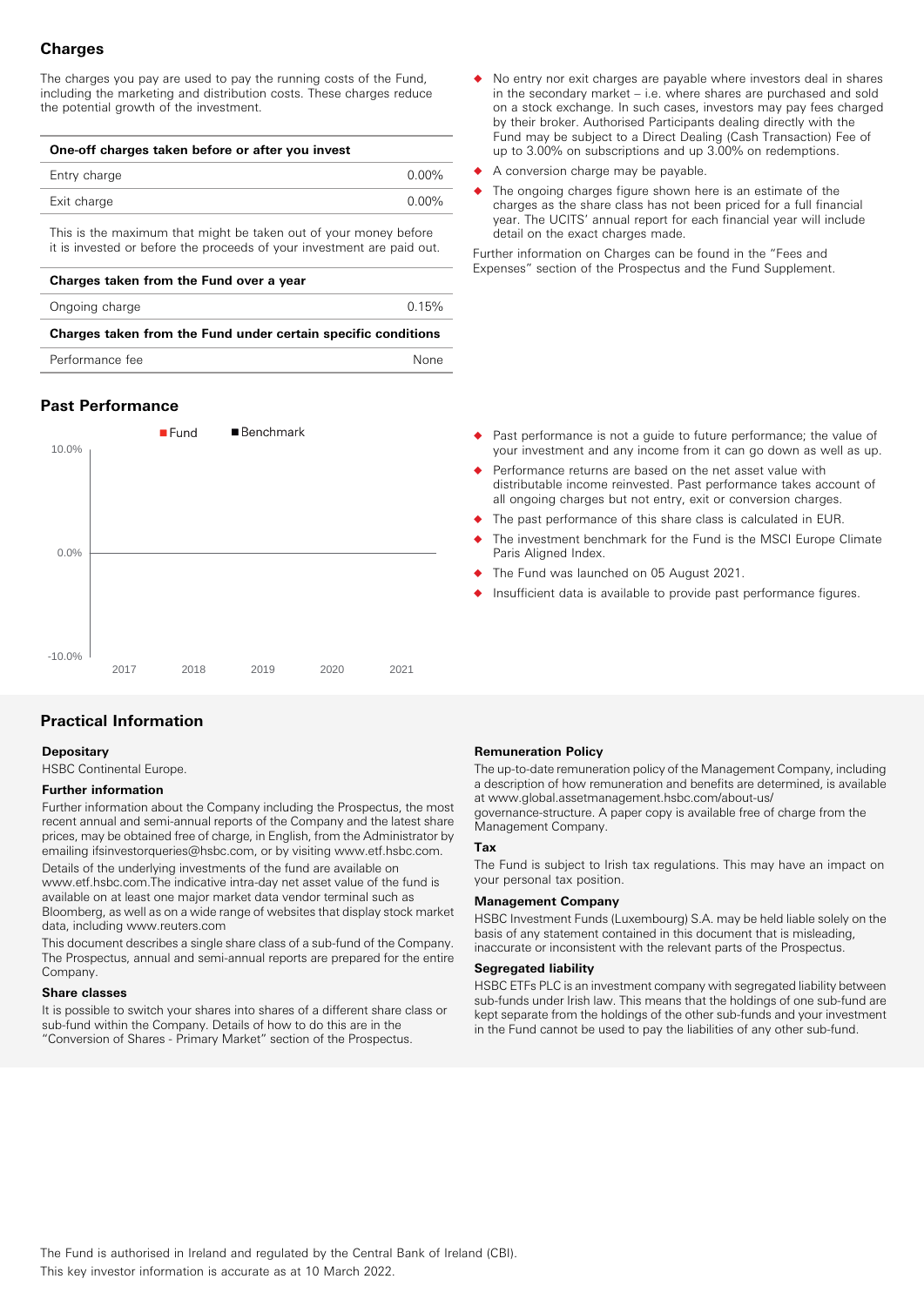## Charges

The charges you pay are used to pay the running costs of the Fund, including the marketing and distribution costs. These charges reduce the potential growth of the investment.

| One-off charges taken before or after you invest | |
|---|---|
| Entry charge | 0.00% |
| Exit charge | 0.00% |
| This is the maximum that might be taken out of your money before it is invested or before the proceeds of your investment are paid out. | |
| **Charges taken from the Fund over a year** | |
| Ongoing charge | 0.15% |
| **Charges taken from the Fund under certain specific conditions** | |
| Performance fee | None |

- No entry nor exit charges are payable where investors deal in shares in the secondary market – i.e. where shares are purchased and sold on a stock exchange. In such cases, investors may pay fees charged by their broker. Authorised Participants dealing directly with the Fund may be subject to a Direct Dealing (Cash Transaction) Fee of up to 3.00% on subscriptions and up 3.00% on redemptions.
- A conversion charge may be payable.
- The ongoing charges figure shown here is an estimate of the charges as the share class has not been priced for a full financial year. The UCITS' annual report for each financial year will include detail on the exact charges made.

Further information on Charges can be found in the "Fees and Expenses" section of the Prospectus and the Fund Supplement.

## Past Performance

Fund
Benchmark

10.0%
0.0%
-10.0%

2017 2018 2019 2020 2021

- Past performance is not a guide to future performance; the value of your investment and any income from it can go down as well as up.
- Performance returns are based on the net asset value with distributable income reinvested. Past performance takes account of all ongoing charges but not entry, exit or conversion charges.
- The past performance of this share class is calculated in EUR.
- The investment benchmark for the Fund is the MSCI Europe Climate Paris Aligned Index.
- The Fund was launched on 05 August 2021.
- Insufficient data is available to provide past performance figures.

## Practical Information

### Depositary

HSBC Continental Europe.

### Further information

Further information about the Company including the Prospectus, the most recent annual and semi-annual reports of the Company and the latest share prices, may be obtained free of charge, in English, from the Administrator by emailing ifsinvestorqueries@hsbc.com, or by visiting www.etf.hsbc.com.

Details of the underlying investments of the fund are available on www.etf.hsbc.com.The indicative intra-day net asset value of the fund is available on at least one major market data vendor terminal such as Bloomberg, as well as on a wide range of websites that display stock market data, including www.reuters.com

This document describes a single share class of a sub-fund of the Company. The Prospectus, annual and semi-annual reports are prepared for the entire Company.

### Share classes

It is possible to switch your shares into shares of a different share class or sub-fund within the Company. Details of how to do this are in the "Conversion of Shares - Primary Market" section of the Prospectus.

### Remuneration Policy

The up-to-date remuneration policy of the Management Company, including a description of how remuneration and benefits are determined, is available at www.global.assetmanagement.hsbc.com/about-us/governance-structure. A paper copy is available free of charge from the Management Company.

### Tax

The Fund is subject to Irish tax regulations. This may have an impact on your personal tax position.

### Management Company

HSBC Investment Funds (Luxembourg) S.A. may be held liable solely on the basis of any statement contained in this document that is misleading, inaccurate or inconsistent with the relevant parts of the Prospectus.

### Segregated liability

HSBC ETFs PLC is an investment company with segregated liability between sub-funds under Irish law. This means that the holdings of one sub-fund are kept separate from the holdings of the other sub-funds and your investment in the Fund cannot be used to pay the liabilities of any other sub-fund.

The Fund is authorised in Ireland and regulated by the Central Bank of Ireland (CBI).
This key investor information is accurate as at 10 March 2022.